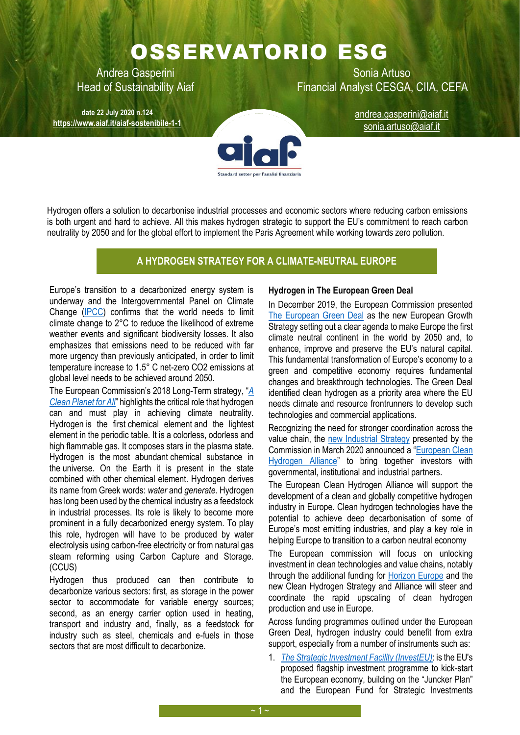# OSSERVATORIO ESG

Andrea Gasperini
Head of Sustainability Aiaf

Sonia Artuso
Financial Analyst CESGA, CIIA, CEFA

**date 22 July 2020 n.124**
**https://www.aiaf.it/aiaf-sostenibile-1-1**

andrea.gasperini@aiaf.it
sonia.artuso@aiaf.it

Hydrogen offers a solution to decarbonise industrial processes and economic sectors where reducing carbon emissions is both urgent and hard to achieve. All this makes hydrogen strategic to support the EU's commitment to reach carbon neutrality by 2050 and for the global effort to implement the Paris Agreement while working towards zero pollution.

## A HYDROGEN STRATEGY FOR A CLIMATE-NEUTRAL EUROPE

Europe's transition to a decarbonized energy system is underway and the Intergovernmental Panel on Climate Change (IPCC) confirms that the world needs to limit climate change to 2°C to reduce the likelihood of extreme weather events and significant biodiversity losses. It also emphasizes that emissions need to be reduced with far more urgency than previously anticipated, in order to limit temperature increase to 1.5° C net-zero CO2 emissions at global level needs to be achieved around 2050.

The European Commission's 2018 Long-Term strategy, "*A Clean Planet for All*" highlights the critical role that hydrogen can and must play in achieving climate neutrality. Hydrogen is the first chemical element and the lightest element in the periodic table. It is a colorless, odorless and high flammable gas. It composes stars in the plasma state. Hydrogen is the most abundant chemical substance in the universe. On the Earth it is present in the state combined with other chemical element. Hydrogen derives its name from Greek words: *water* and *generate.* Hydrogen has long been used by the chemical industry as a feedstock in industrial processes. Its role is likely to become more prominent in a fully decarbonized energy system. To play this role, hydrogen will have to be produced by water electrolysis using carbon-free electricity or from natural gas steam reforming using Carbon Capture and Storage. (CCUS)

Hydrogen thus produced can then contribute to decarbonize various sectors: first, as storage in the power sector to accommodate for variable energy sources; second, as an energy carrier option used in heating, transport and industry and, finally, as a feedstock for industry such as steel, chemicals and e-fuels in those sectors that are most difficult to decarbonize.

### Hydrogen in The European Green Deal

In December 2019, the European Commission presented The European Green Deal as the new European Growth Strategy setting out a clear agenda to make Europe the first climate neutral continent in the world by 2050 and, to enhance, improve and preserve the EU's natural capital. This fundamental transformation of Europe's economy to a green and competitive economy requires fundamental changes and breakthrough technologies. The Green Deal identified clean hydrogen as a priority area where the EU needs climate and resource frontrunners to develop such technologies and commercial applications.

Recognizing the need for stronger coordination across the value chain, the new Industrial Strategy presented by the Commission in March 2020 announced a "European Clean Hydrogen Alliance" to bring together investors with governmental, institutional and industrial partners.

The European Clean Hydrogen Alliance will support the development of a clean and globally competitive hydrogen industry in Europe. Clean hydrogen technologies have the potential to achieve deep decarbonisation of some of Europe's most emitting industries, and play a key role in helping Europe to transition to a carbon neutral economy

The European commission will focus on unlocking investment in clean technologies and value chains, notably through the additional funding for Horizon Europe and the new Clean Hydrogen Strategy and Alliance will steer and coordinate the rapid upscaling of clean hydrogen production and use in Europe.

Across funding programmes outlined under the European Green Deal, hydrogen industry could benefit from extra support, especially from a number of instruments such as:

1. *The Strategic Investment Facility (InvestEU)*: is the EU's proposed flagship investment programme to kick-start the European economy, building on the "Juncker Plan" and the European Fund for Strategic Investments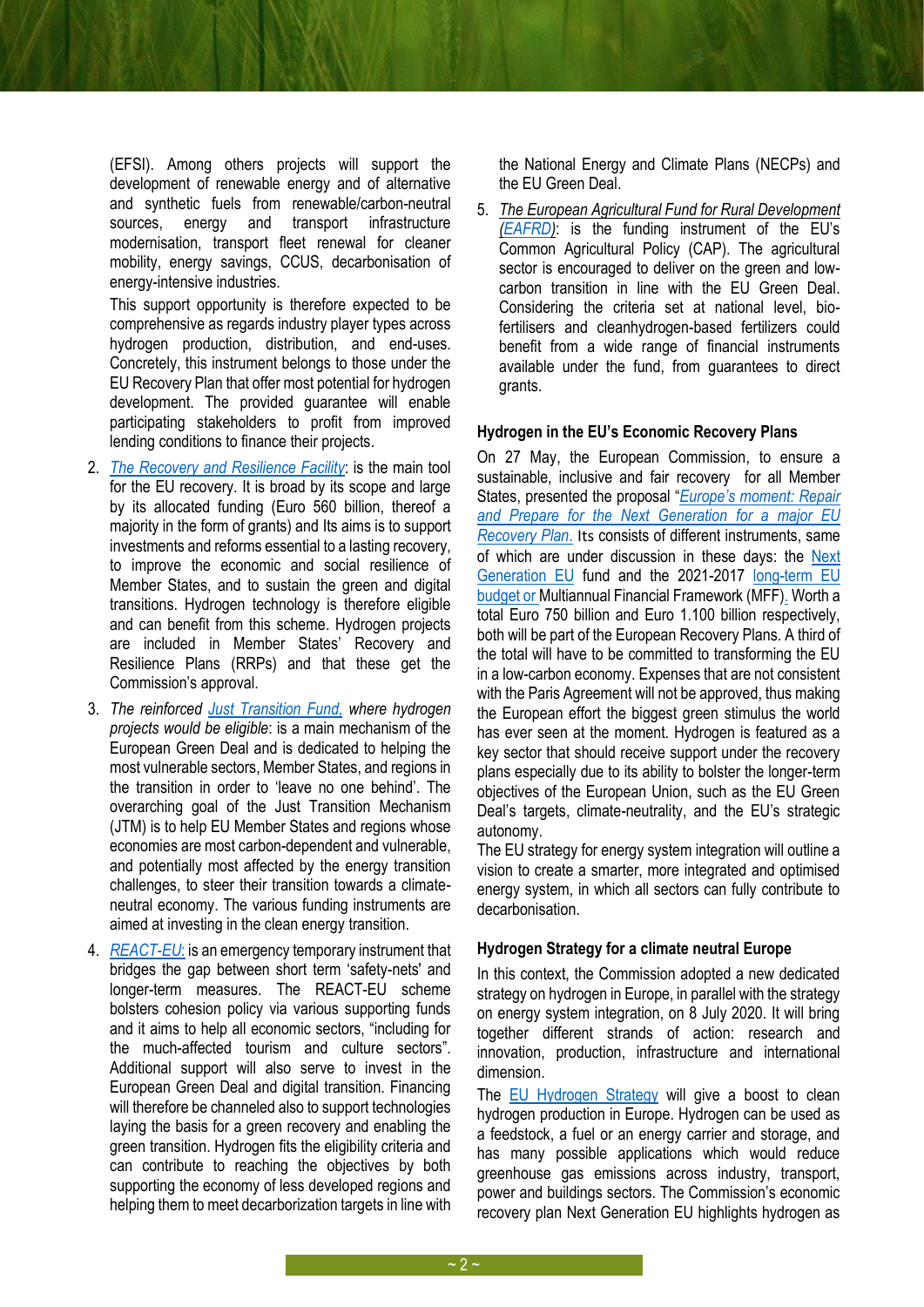(EFSI). Among others projects will support the development of renewable energy and of alternative and synthetic fuels from renewable/carbon-neutral sources, energy and transport infrastructure modernisation, transport fleet renewal for cleaner mobility, energy savings, CCUS, decarbonisation of energy-intensive industries.

This support opportunity is therefore expected to be comprehensive as regards industry player types across hydrogen production, distribution, and end-uses. Concretely, this instrument belongs to those under the EU Recovery Plan that offer most potential for hydrogen development. The provided guarantee will enable participating stakeholders to profit from improved lending conditions to finance their projects.

2. *The Recovery and Resilience Facility*: is the main tool for the EU recovery. It is broad by its scope and large by its allocated funding (Euro 560 billion, thereof a majority in the form of grants) and Its aims is to support investments and reforms essential to a lasting recovery, to improve the economic and social resilience of Member States, and to sustain the green and digital transitions. Hydrogen technology is therefore eligible and can benefit from this scheme. Hydrogen projects are included in Member States' Recovery and Resilience Plans (RRPs) and that these get the Commission's approval.
3. *The reinforced Just Transition Fund, where hydrogen projects would be eligible*: is a main mechanism of the European Green Deal and is dedicated to helping the most vulnerable sectors, Member States, and regions in the transition in order to 'leave no one behind'. The overarching goal of the Just Transition Mechanism (JTM) is to help EU Member States and regions whose economies are most carbon-dependent and vulnerable, and potentially most affected by the energy transition challenges, to steer their transition towards a climate-neutral economy. The various funding instruments are aimed at investing in the clean energy transition.
4. *REACT-EU:* is an emergency temporary instrument that bridges the gap between short term 'safety-nets' and longer-term measures. The REACT-EU scheme bolsters cohesion policy via various supporting funds and it aims to help all economic sectors, "including for the much-affected tourism and culture sectors". Additional support will also serve to invest in the European Green Deal and digital transition. Financing will therefore be channeled also to support technologies laying the basis for a green recovery and enabling the green transition. Hydrogen fits the eligibility criteria and can contribute to reaching the objectives by both supporting the economy of less developed regions and helping them to meet decarborization targets in line with the National Energy and Climate Plans (NECPs) and the EU Green Deal.
5. *The European Agricultural Fund for Rural Development (EAFRD)*: is the funding instrument of the EU's Common Agricultural Policy (CAP). The agricultural sector is encouraged to deliver on the green and low-carbon transition in line with the EU Green Deal. Considering the criteria set at national level, bio-fertilisers and cleanhydrogen-based fertilizers could benefit from a wide range of financial instruments available under the fund, from guarantees to direct grants.

**Hydrogen in the EU's Economic Recovery Plans**

On 27 May, the European Commission, to ensure a sustainable, inclusive and fair recovery for all Member States, presented the proposal "*Europe's moment: Repair and Prepare for the Next Generation for a major EU Recovery Plan.* Its consists of different instruments, same of which are under discussion in these days: the Next Generation EU fund and the 2021-2017 long-term EU budget or Multiannual Financial Framework (MFF). Worth a total Euro 750 billion and Euro 1.100 billion respectively, both will be part of the European Recovery Plans. A third of the total will have to be committed to transforming the EU in a low-carbon economy. Expenses that are not consistent with the Paris Agreement will not be approved, thus making the European effort the biggest green stimulus the world has ever seen at the moment. Hydrogen is featured as a key sector that should receive support under the recovery plans especially due to its ability to bolster the longer-term objectives of the European Union, such as the EU Green Deal's targets, climate-neutrality, and the EU's strategic autonomy.

The EU strategy for energy system integration will outline a vision to create a smarter, more integrated and optimised energy system, in which all sectors can fully contribute to decarbonisation.

**Hydrogen Strategy for a climate neutral Europe**

In this context, the Commission adopted a new dedicated strategy on hydrogen in Europe, in parallel with the strategy on energy system integration, on 8 July 2020. It will bring together different strands of action: research and innovation, production, infrastructure and international dimension.

The EU Hydrogen Strategy will give a boost to clean hydrogen production in Europe. Hydrogen can be used as a feedstock, a fuel or an energy carrier and storage, and has many possible applications which would reduce greenhouse gas emissions across industry, transport, power and buildings sectors. The Commission's economic recovery plan Next Generation EU highlights hydrogen as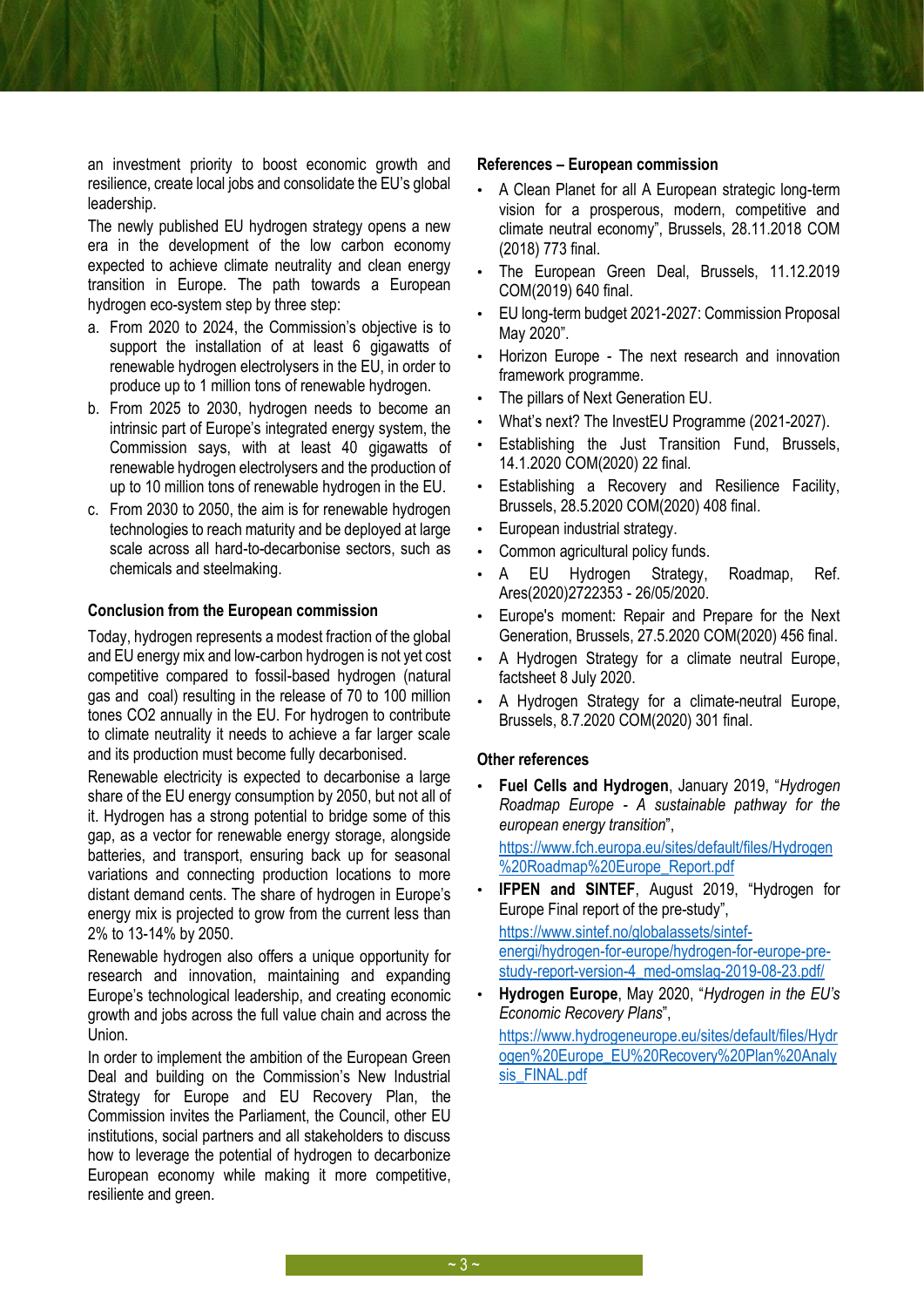an investment priority to boost economic growth and resilience, create local jobs and consolidate the EU's global leadership.

The newly published EU hydrogen strategy opens a new era in the development of the low carbon economy expected to achieve climate neutrality and clean energy transition in Europe. The path towards a European hydrogen eco-system step by three step:

a. From 2020 to 2024, the Commission's objective is to support the installation of at least 6 gigawatts of renewable hydrogen electrolysers in the EU, in order to produce up to 1 million tons of renewable hydrogen.
b. From 2025 to 2030, hydrogen needs to become an intrinsic part of Europe's integrated energy system, the Commission says, with at least 40 gigawatts of renewable hydrogen electrolysers and the production of up to 10 million tons of renewable hydrogen in the EU.
c. From 2030 to 2050, the aim is for renewable hydrogen technologies to reach maturity and be deployed at large scale across all hard-to-decarbonise sectors, such as chemicals and steelmaking.

### Conclusion from the European commission

Today, hydrogen represents a modest fraction of the global and EU energy mix and low-carbon hydrogen is not yet cost competitive compared to fossil-based hydrogen (natural gas and coal) resulting in the release of 70 to 100 million tones CO2 annually in the EU. For hydrogen to contribute to climate neutrality it needs to achieve a far larger scale and its production must become fully decarbonised.

Renewable electricity is expected to decarbonise a large share of the EU energy consumption by 2050, but not all of it. Hydrogen has a strong potential to bridge some of this gap, as a vector for renewable energy storage, alongside batteries, and transport, ensuring back up for seasonal variations and connecting production locations to more distant demand cents. The share of hydrogen in Europe's energy mix is projected to grow from the current less than 2% to 13-14% by 2050.

Renewable hydrogen also offers a unique opportunity for research and innovation, maintaining and expanding Europe's technological leadership, and creating economic growth and jobs across the full value chain and across the Union.

In order to implement the ambition of the European Green Deal and building on the Commission's New Industrial Strategy for Europe and EU Recovery Plan, the Commission invites the Parliament, the Council, other EU institutions, social partners and all stakeholders to discuss how to leverage the potential of hydrogen to decarbonize European economy while making it more competitive, resiliente and green.

### References – European commission

- A Clean Planet for all A European strategic long-term vision for a prosperous, modern, competitive and climate neutral economy", Brussels, 28.11.2018 COM (2018) 773 final.
- The European Green Deal, Brussels, 11.12.2019 COM(2019) 640 final.
- EU long-term budget 2021-2027: Commission Proposal May 2020".
- Horizon Europe - The next research and innovation framework programme.
- The pillars of Next Generation EU.
- What's next? The InvestEU Programme (2021-2027).
- Establishing the Just Transition Fund, Brussels, 14.1.2020 COM(2020) 22 final.
- Establishing a Recovery and Resilience Facility, Brussels, 28.5.2020 COM(2020) 408 final.
- European industrial strategy.
- Common agricultural policy funds.
- A EU Hydrogen Strategy, Roadmap, Ref. Ares(2020)2722353 - 26/05/2020.
- Europe's moment: Repair and Prepare for the Next Generation, Brussels, 27.5.2020 COM(2020) 456 final.
- A Hydrogen Strategy for a climate neutral Europe, factsheet 8 July 2020.
- A Hydrogen Strategy for a climate-neutral Europe, Brussels, 8.7.2020 COM(2020) 301 final.

### Other references

- **Fuel Cells and Hydrogen**, January 2019, "*Hydrogen Roadmap Europe - A sustainable pathway for the european energy transition*", https://www.fch.europa.eu/sites/default/files/Hydrogen%20Roadmap%20Europe_Report.pdf
- **IFPEN and SINTEF**, August 2019, "Hydrogen for Europe Final report of the pre-study", https://www.sintef.no/globalassets/sintef-energi/hydrogen-for-europe/hydrogen-for-europe-pre-study-report-version-4_med-omslag-2019-08-23.pdf/
- **Hydrogen Europe**, May 2020, "*Hydrogen in the EU's Economic Recovery Plans*", https://www.hydrogeneurope.eu/sites/default/files/Hydrogen%20Europe_EU%20Recovery%20Plan%20Analysis_FINAL.pdf